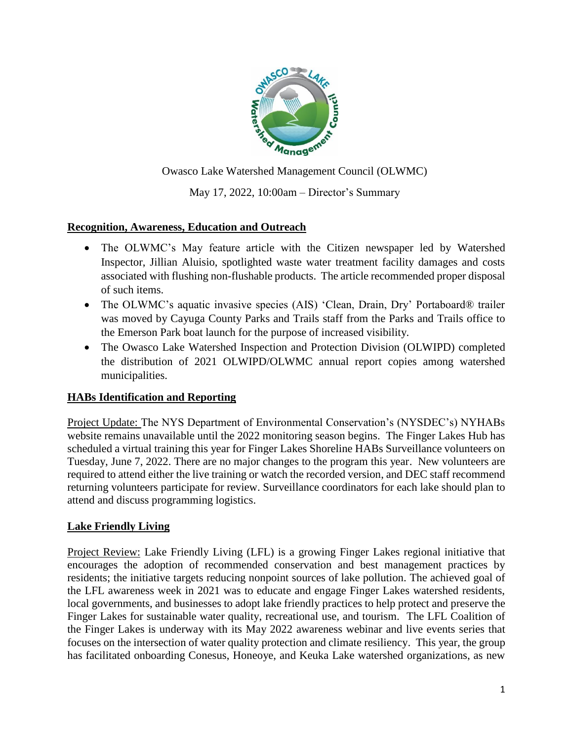Owasco Lake Watershed Management Council (OLWMC)

May 17, 2022, 10:00am – Director's Summary

## Recognition, Awareness, Education and Outreach

- The OLWMC's May feature article with the Citizen newspaper led by Watershed Inspector, Jillian Aluisio, spotlighted waste water treatment facility damages and costs associated with flushing non-flushable products. The article recommended proper disposal of such items.
- The OLWMC's aquatic invasive species (AIS) 'Clean, Drain, Dry' Portaboard® trailer was moved by Cayuga County Parks and Trails staff from the Parks and Trails office to the Emerson Park boat launch for the purpose of increased visibility.
- The Owasco Lake Watershed Inspection and Protection Division (OLWIPD) completed the distribution of 2021 OLWIPD/OLWMC annual report copies among watershed municipalities.

## HABs Identification and Reporting

Project Update: The NYS Department of Environmental Conservation's (NYSDEC's) NYHABs website remains unavailable until the 2022 monitoring season begins. The Finger Lakes Hub has scheduled a virtual training this year for Finger Lakes Shoreline HABs Surveillance volunteers on Tuesday, June 7, 2022. There are no major changes to the program this year. New volunteers are required to attend either the live training or watch the recorded version, and DEC staff recommend returning volunteers participate for review. Surveillance coordinators for each lake should plan to attend and discuss programming logistics.

## Lake Friendly Living

Project Review: Lake Friendly Living (LFL) is a growing Finger Lakes regional initiative that encourages the adoption of recommended conservation and best management practices by residents; the initiative targets reducing nonpoint sources of lake pollution. The achieved goal of the LFL awareness week in 2021 was to educate and engage Finger Lakes watershed residents, local governments, and businesses to adopt lake friendly practices to help protect and preserve the Finger Lakes for sustainable water quality, recreational use, and tourism. The LFL Coalition of the Finger Lakes is underway with its May 2022 awareness webinar and live events series that focuses on the intersection of water quality protection and climate resiliency. This year, the group has facilitated onboarding Conesus, Honeoye, and Keuka Lake watershed organizations, as new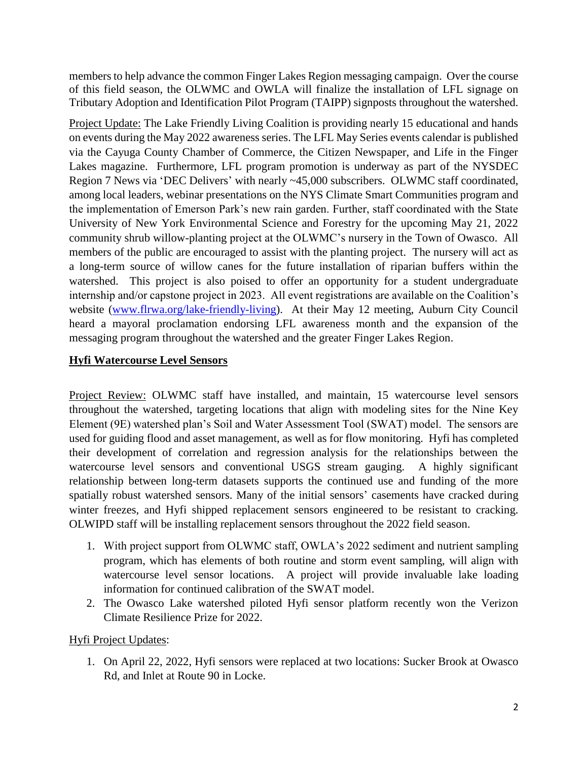members to help advance the common Finger Lakes Region messaging campaign. Over the course of this field season, the OLWMC and OWLA will finalize the installation of LFL signage on Tributary Adoption and Identification Pilot Program (TAIPP) signposts throughout the watershed.

Project Update: The Lake Friendly Living Coalition is providing nearly 15 educational and hands on events during the May 2022 awareness series. The LFL May Series events calendar is published via the Cayuga County Chamber of Commerce, the Citizen Newspaper, and Life in the Finger Lakes magazine. Furthermore, LFL program promotion is underway as part of the NYSDEC Region 7 News via 'DEC Delivers' with nearly ~45,000 subscribers. OLWMC staff coordinated, among local leaders, webinar presentations on the NYS Climate Smart Communities program and the implementation of Emerson Park's new rain garden. Further, staff coordinated with the State University of New York Environmental Science and Forestry for the upcoming May 21, 2022 community shrub willow-planting project at the OLWMC's nursery in the Town of Owasco. All members of the public are encouraged to assist with the planting project. The nursery will act as a long-term source of willow canes for the future installation of riparian buffers within the watershed. This project is also poised to offer an opportunity for a student undergraduate internship and/or capstone project in 2023. All event registrations are available on the Coalition's website ([www.flrwa.org/lake-friendly-living](www.flrwa.org/lake-friendly-living)). At their May 12 meeting, Auburn City Council heard a mayoral proclamation endorsing LFL awareness month and the expansion of the messaging program throughout the watershed and the greater Finger Lakes Region.

## Hyfi Watercourse Level Sensors

Project Review: OLWMC staff have installed, and maintain, 15 watercourse level sensors throughout the watershed, targeting locations that align with modeling sites for the Nine Key Element (9E) watershed plan's Soil and Water Assessment Tool (SWAT) model. The sensors are used for guiding flood and asset management, as well as for flow monitoring. Hyfi has completed their development of correlation and regression analysis for the relationships between the watercourse level sensors and conventional USGS stream gauging. A highly significant relationship between long-term datasets supports the continued use and funding of the more spatially robust watershed sensors. Many of the initial sensors' casements have cracked during winter freezes, and Hyfi shipped replacement sensors engineered to be resistant to cracking. OLWIPD staff will be installing replacement sensors throughout the 2022 field season.

1. With project support from OLWMC staff, OWLA's 2022 sediment and nutrient sampling program, which has elements of both routine and storm event sampling, will align with watercourse level sensor locations. A project will provide invaluable lake loading information for continued calibration of the SWAT model.
2. The Owasco Lake watershed piloted Hyfi sensor platform recently won the Verizon Climate Resilience Prize for 2022.

Hyfi Project Updates:

1. On April 22, 2022, Hyfi sensors were replaced at two locations: Sucker Brook at Owasco Rd, and Inlet at Route 90 in Locke.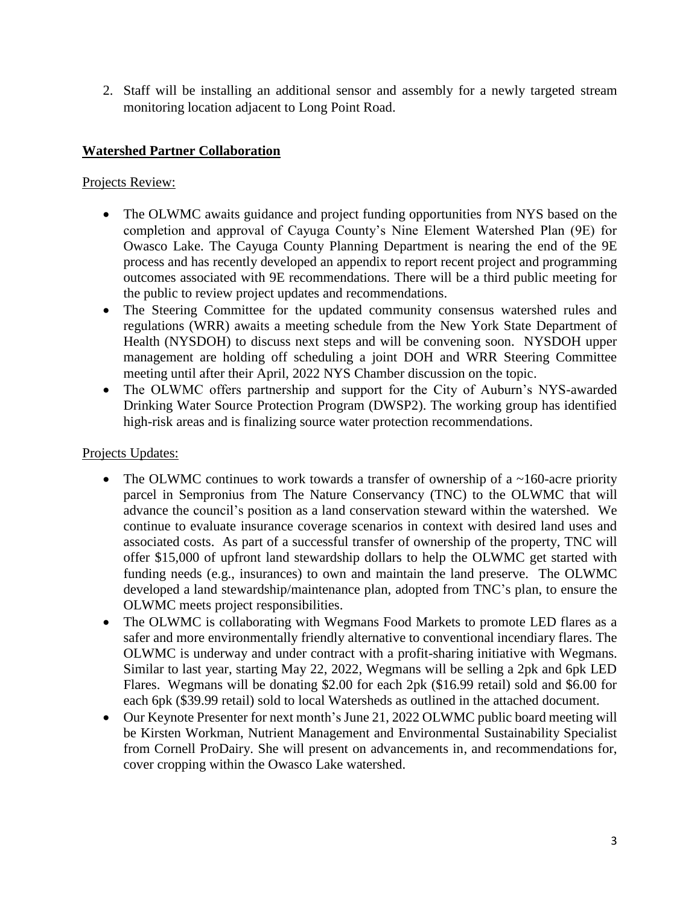2. Staff will be installing an additional sensor and assembly for a newly targeted stream monitoring location adjacent to Long Point Road.

## Watershed Partner Collaboration

Projects Review:

- The OLWMC awaits guidance and project funding opportunities from NYS based on the completion and approval of Cayuga County's Nine Element Watershed Plan (9E) for Owasco Lake. The Cayuga County Planning Department is nearing the end of the 9E process and has recently developed an appendix to report recent project and programming outcomes associated with 9E recommendations. There will be a third public meeting for the public to review project updates and recommendations.
- The Steering Committee for the updated community consensus watershed rules and regulations (WRR) awaits a meeting schedule from the New York State Department of Health (NYSDOH) to discuss next steps and will be convening soon. NYSDOH upper management are holding off scheduling a joint DOH and WRR Steering Committee meeting until after their April, 2022 NYS Chamber discussion on the topic.
- The OLWMC offers partnership and support for the City of Auburn's NYS-awarded Drinking Water Source Protection Program (DWSP2). The working group has identified high-risk areas and is finalizing source water protection recommendations.

Projects Updates:

- The OLWMC continues to work towards a transfer of ownership of a ~160-acre priority parcel in Sempronius from The Nature Conservancy (TNC) to the OLWMC that will advance the council's position as a land conservation steward within the watershed. We continue to evaluate insurance coverage scenarios in context with desired land uses and associated costs. As part of a successful transfer of ownership of the property, TNC will offer $15,000 of upfront land stewardship dollars to help the OLWMC get started with funding needs (e.g., insurances) to own and maintain the land preserve. The OLWMC developed a land stewardship/maintenance plan, adopted from TNC's plan, to ensure the OLWMC meets project responsibilities.
- The OLWMC is collaborating with Wegmans Food Markets to promote LED flares as a safer and more environmentally friendly alternative to conventional incendiary flares. The OLWMC is underway and under contract with a profit-sharing initiative with Wegmans. Similar to last year, starting May 22, 2022, Wegmans will be selling a 2pk and 6pk LED Flares. Wegmans will be donating $2.00 for each 2pk ($16.99 retail) sold and $6.00 for each 6pk ($39.99 retail) sold to local Watersheds as outlined in the attached document.
- Our Keynote Presenter for next month's June 21, 2022 OLWMC public board meeting will be Kirsten Workman, Nutrient Management and Environmental Sustainability Specialist from Cornell ProDairy. She will present on advancements in, and recommendations for, cover cropping within the Owasco Lake watershed.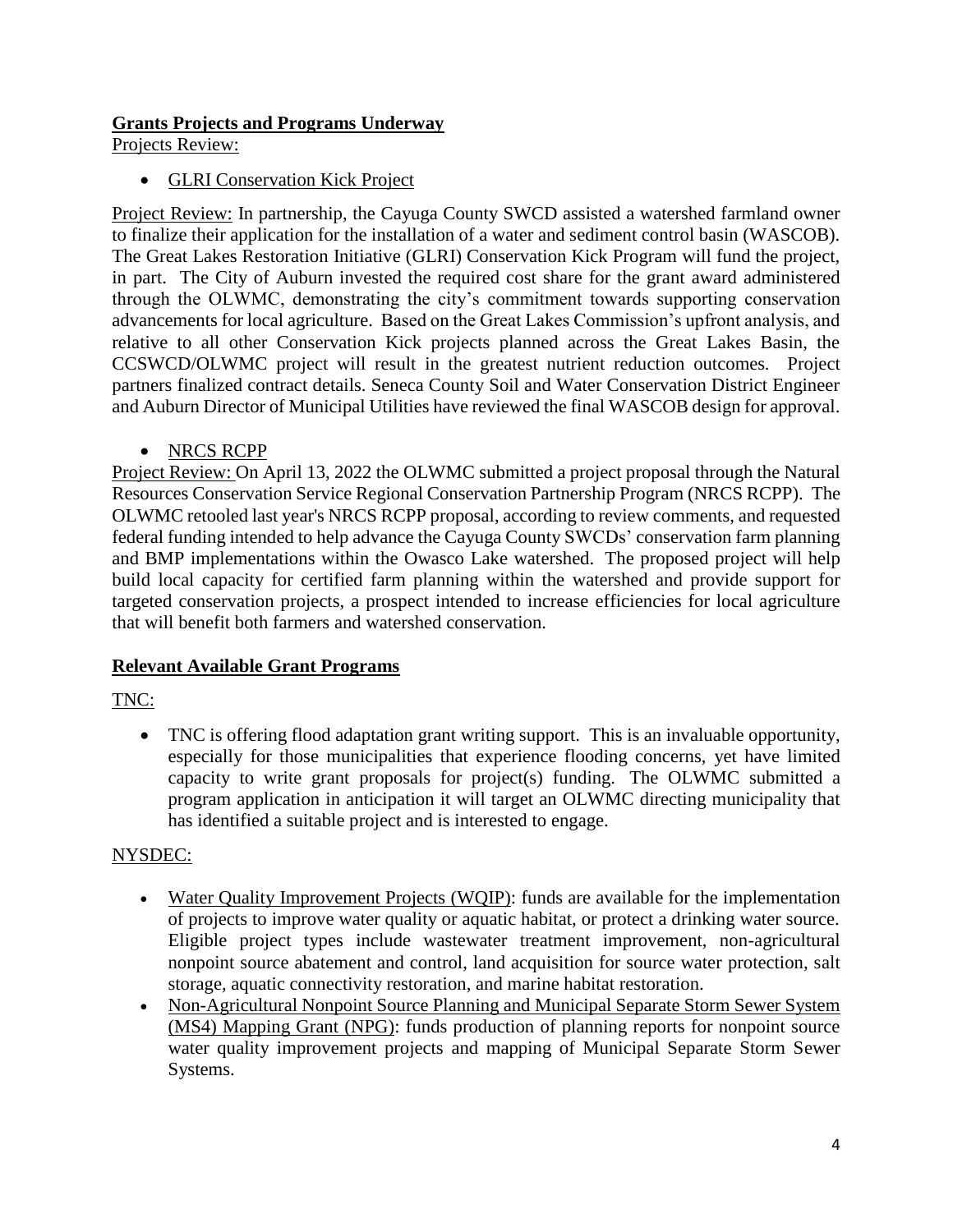## Grants Projects and Programs Underway

Projects Review:

- GLRI Conservation Kick Project

Project Review: In partnership, the Cayuga County SWCD assisted a watershed farmland owner to finalize their application for the installation of a water and sediment control basin (WASCOB). The Great Lakes Restoration Initiative (GLRI) Conservation Kick Program will fund the project, in part. The City of Auburn invested the required cost share for the grant award administered through the OLWMC, demonstrating the city's commitment towards supporting conservation advancements for local agriculture. Based on the Great Lakes Commission's upfront analysis, and relative to all other Conservation Kick projects planned across the Great Lakes Basin, the CCSWCD/OLWMC project will result in the greatest nutrient reduction outcomes. Project partners finalized contract details. Seneca County Soil and Water Conservation District Engineer and Auburn Director of Municipal Utilities have reviewed the final WASCOB design for approval.

- NRCS RCPP

Project Review: On April 13, 2022 the OLWMC submitted a project proposal through the Natural Resources Conservation Service Regional Conservation Partnership Program (NRCS RCPP). The OLWMC retooled last year's NRCS RCPP proposal, according to review comments, and requested federal funding intended to help advance the Cayuga County SWCDs' conservation farm planning and BMP implementations within the Owasco Lake watershed. The proposed project will help build local capacity for certified farm planning within the watershed and provide support for targeted conservation projects, a prospect intended to increase efficiencies for local agriculture that will benefit both farmers and watershed conservation.

## Relevant Available Grant Programs

TNC:

- TNC is offering flood adaptation grant writing support. This is an invaluable opportunity, especially for those municipalities that experience flooding concerns, yet have limited capacity to write grant proposals for project(s) funding. The OLWMC submitted a program application in anticipation it will target an OLWMC directing municipality that has identified a suitable project and is interested to engage.

NYSDEC:

- Water Quality Improvement Projects (WQIP): funds are available for the implementation of projects to improve water quality or aquatic habitat, or protect a drinking water source. Eligible project types include wastewater treatment improvement, non-agricultural nonpoint source abatement and control, land acquisition for source water protection, salt storage, aquatic connectivity restoration, and marine habitat restoration.
- Non-Agricultural Nonpoint Source Planning and Municipal Separate Storm Sewer System (MS4) Mapping Grant (NPG): funds production of planning reports for nonpoint source water quality improvement projects and mapping of Municipal Separate Storm Sewer Systems.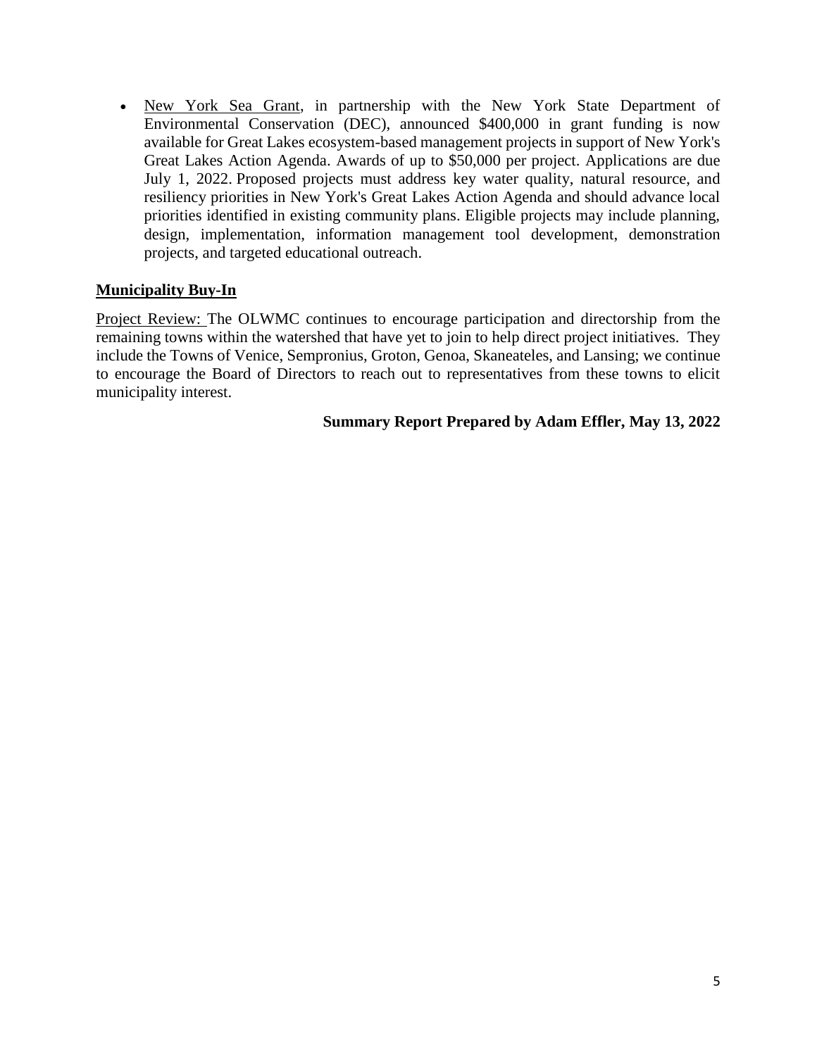- New York Sea Grant, in partnership with the New York State Department of Environmental Conservation (DEC), announced $400,000 in grant funding is now available for Great Lakes ecosystem-based management projects in support of New York's Great Lakes Action Agenda. Awards of up to $50,000 per project. Applications are due July 1, 2022. Proposed projects must address key water quality, natural resource, and resiliency priorities in New York's Great Lakes Action Agenda and should advance local priorities identified in existing community plans. Eligible projects may include planning, design, implementation, information management tool development, demonstration projects, and targeted educational outreach.

## Municipality Buy-In

Project Review: The OLWMC continues to encourage participation and directorship from the remaining towns within the watershed that have yet to join to help direct project initiatives. They include the Towns of Venice, Sempronius, Groton, Genoa, Skaneateles, and Lansing; we continue to encourage the Board of Directors to reach out to representatives from these towns to elicit municipality interest.

**Summary Report Prepared by Adam Effler, May 13, 2022**